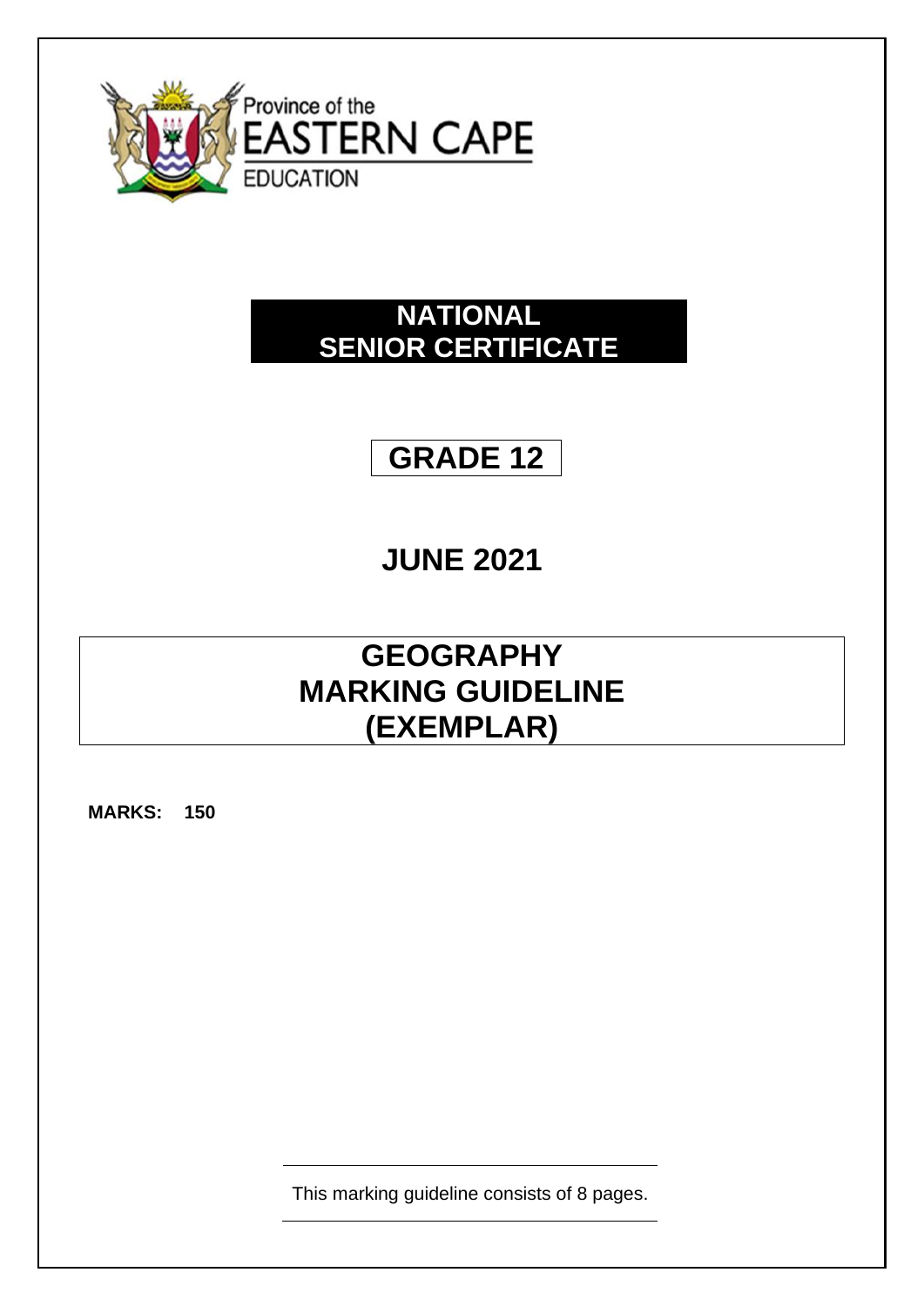Province of the
EASTERN CAPE
EDUCATION

# NATIONAL SENIOR CERTIFICATE

## GRADE 12

## JUNE 2021

# GEOGRAPHY MARKING GUIDELINE (EXEMPLAR)

**MARKS: 150**

This marking guideline consists of 8 pages.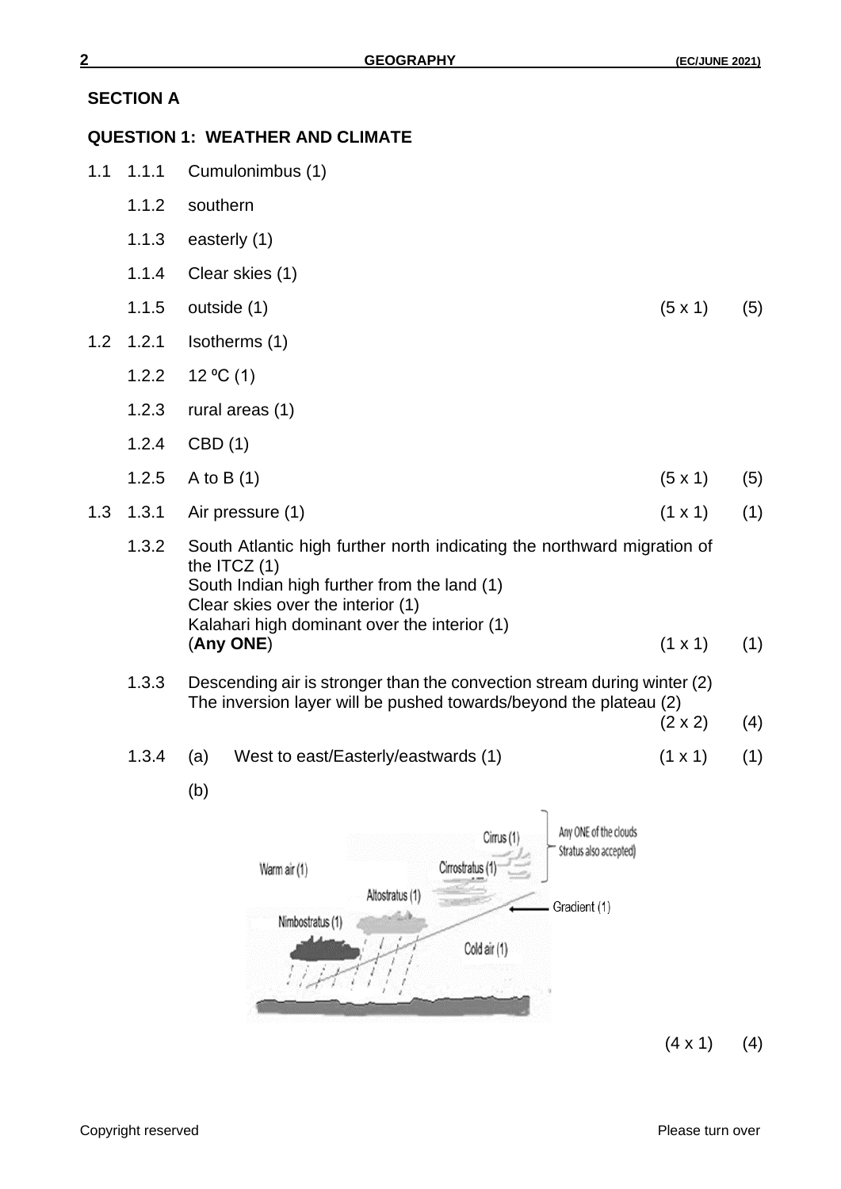## SECTION A

### QUESTION 1: WEATHER AND CLIMATE

1.1
- 1.1.1 Cumulonimbus (1)
- 1.1.2 southern
- 1.1.3 easterly (1)
- 1.1.4 Clear skies (1)
- 1.1.5 outside (1) (5 x 1) (5)

1.2
- 1.2.1 Isotherms (1)
- 1.2.2 12 ºC (1)
- 1.2.3 rural areas (1)
- 1.2.4 CBD (1)
- 1.2.5 A to B (1) (5 x 1) (5)

1.3
- 1.3.1 Air pressure (1) (1 x 1) (1)
- 1.3.2 South Atlantic high further north indicating the northward migration of the ITCZ (1)
  South Indian high further from the land (1)
  Clear skies over the interior (1)
  Kalahari high dominant over the interior (1)
  (**Any ONE**) (1 x 1) (1)
- 1.3.3 Descending air is stronger than the convection stream during winter (2)
  The inversion layer will be pushed towards/beyond the plateau (2)
  (2 x 2) (4)
- 1.3.4 (a) West to east/Easterly/eastwards (1) (1 x 1) (1)

  (b)

  Warm air (1); Cirrus (1); Cirrostratus (1); Any ONE of the clouds Stratus also accepted); Altostratus (1); Nimbostratus (1); Gradient (1); Cold air (1)

  (4 x 1) (4)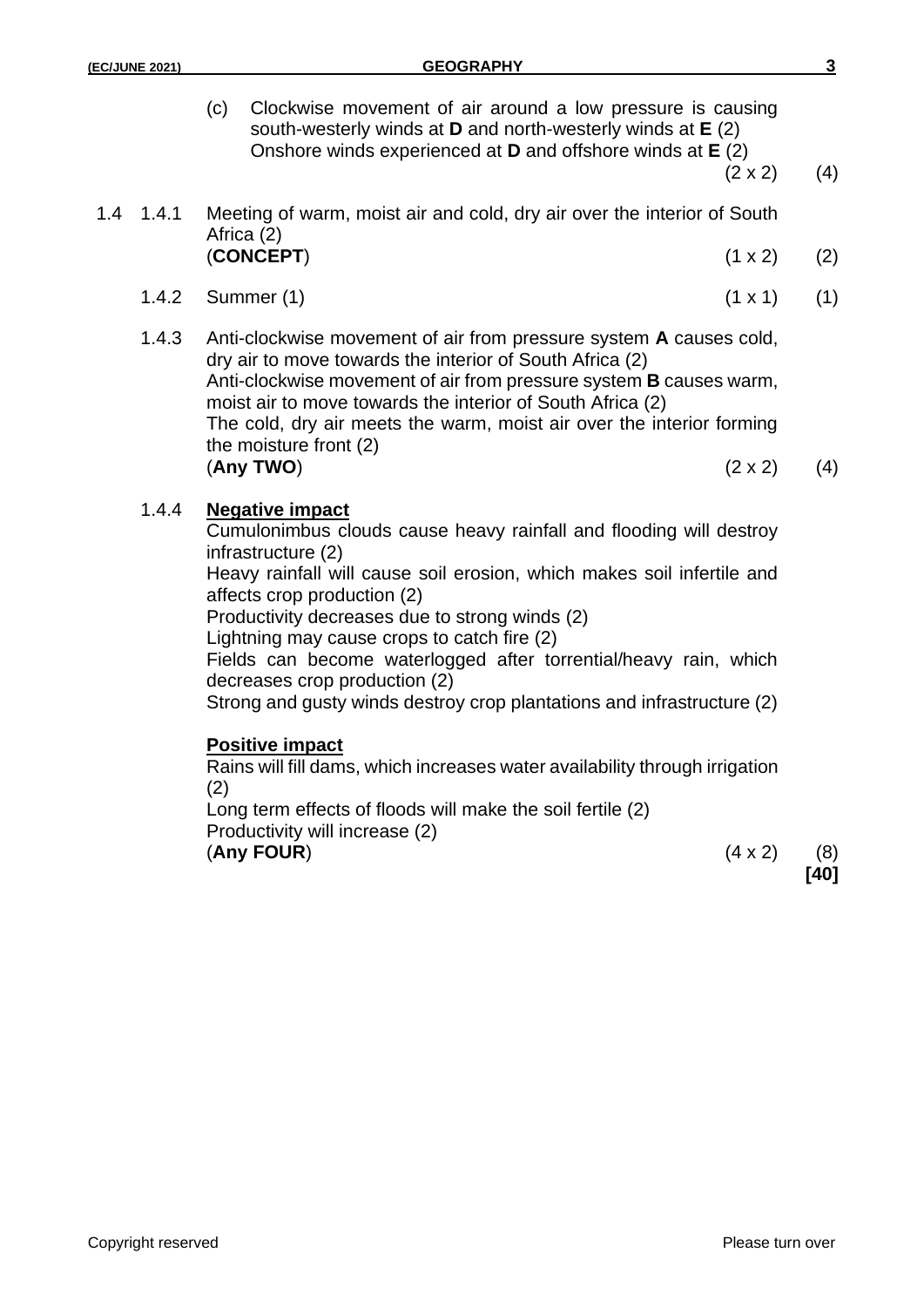(c) Clockwise movement of air around a low pressure is causing south-westerly winds at **D** and north-westerly winds at **E** (2)
Onshore winds experienced at **D** and offshore winds at **E** (2)
(2 x 2) (4)

1.4 1.4.1 Meeting of warm, moist air and cold, dry air over the interior of South Africa (2)
(**CONCEPT**) (1 x 2) (2)

1.4.2 Summer (1) (1 x 1) (1)

1.4.3 Anti-clockwise movement of air from pressure system **A** causes cold, dry air to move towards the interior of South Africa (2)
Anti-clockwise movement of air from pressure system **B** causes warm, moist air to move towards the interior of South Africa (2)
The cold, dry air meets the warm, moist air over the interior forming the moisture front (2)
(**Any TWO**) (2 x 2) (4)

1.4.4 **Negative impact**

Cumulonimbus clouds cause heavy rainfall and flooding will destroy infrastructure (2)
Heavy rainfall will cause soil erosion, which makes soil infertile and affects crop production (2)
Productivity decreases due to strong winds (2)
Lightning may cause crops to catch fire (2)
Fields can become waterlogged after torrential/heavy rain, which decreases crop production (2)
Strong and gusty winds destroy crop plantations and infrastructure (2)

**Positive impact**

Rains will fill dams, which increases water availability through irrigation (2)
Long term effects of floods will make the soil fertile (2)
Productivity will increase (2)
(**Any FOUR**) (4 x 2) (8)

**[40]**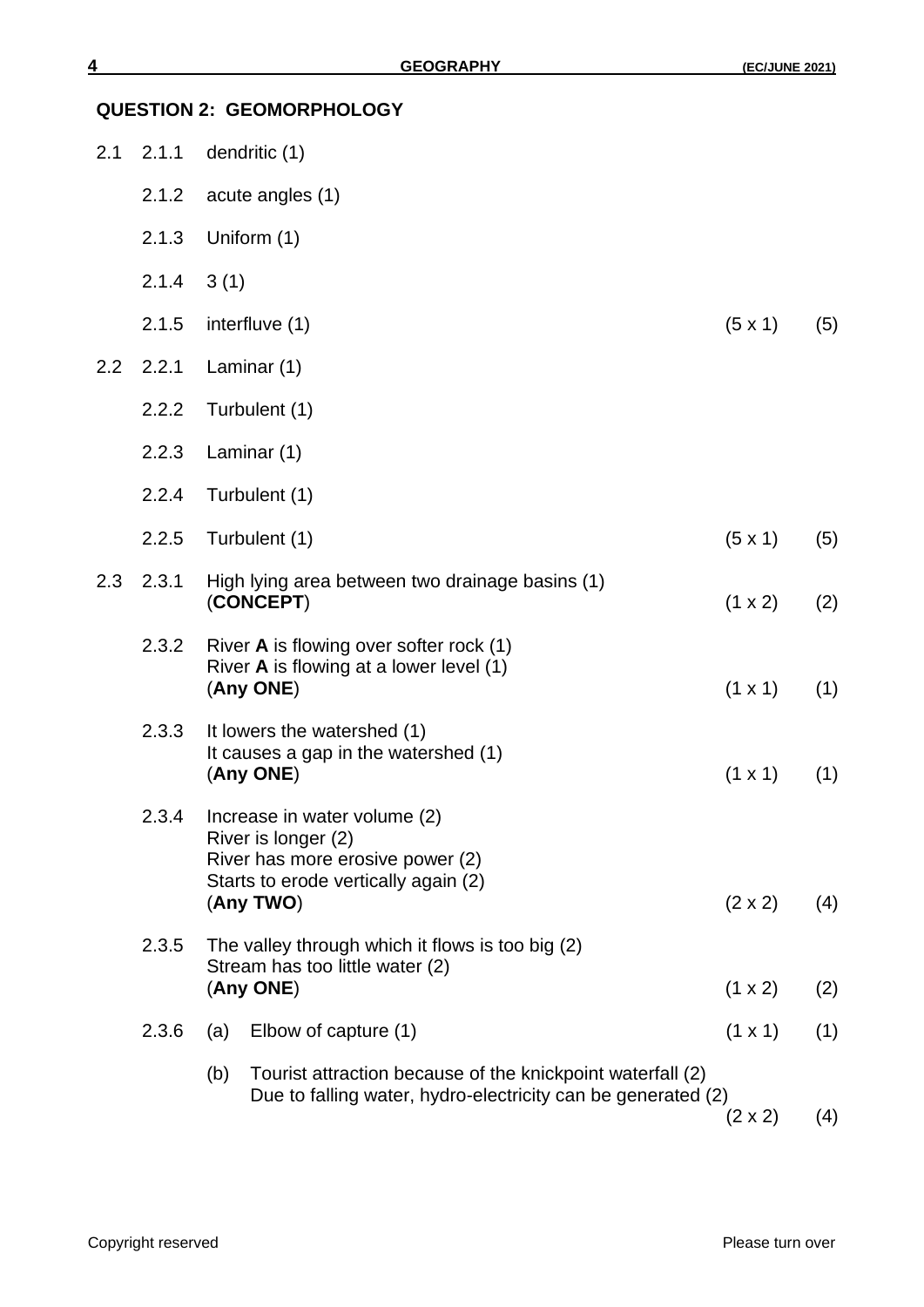## QUESTION 2: GEOMORPHOLOGY

| | | | | |
|---|---|---|---|---|
| 2.1 | 2.1.1 | dendritic (1) | | |
| | 2.1.2 | acute angles (1) | | |
| | 2.1.3 | Uniform (1) | | |
| | 2.1.4 | 3 (1) | | |
| | 2.1.5 | interfluve (1) | (5 x 1) | (5) |
| 2.2 | 2.2.1 | Laminar (1) | | |
| | 2.2.2 | Turbulent (1) | | |
| | 2.2.3 | Laminar (1) | | |
| | 2.2.4 | Turbulent (1) | | |
| | 2.2.5 | Turbulent (1) | (5 x 1) | (5) |
| 2.3 | 2.3.1 | High lying area between two drainage basins (1)<br>(**CONCEPT**) | (1 x 2) | (2) |
| | 2.3.2 | River **A** is flowing over softer rock (1)<br>River **A** is flowing at a lower level (1)<br>(**Any ONE**) | (1 x 1) | (1) |
| | 2.3.3 | It lowers the watershed (1)<br>It causes a gap in the watershed (1)<br>(**Any ONE**) | (1 x 1) | (1) |
| | 2.3.4 | Increase in water volume (2)<br>River is longer (2)<br>River has more erosive power (2)<br>Starts to erode vertically again (2)<br>(**Any TWO**) | (2 x 2) | (4) |
| | 2.3.5 | The valley through which it flows is too big (2)<br>Stream has too little water (2)<br>(**Any ONE**) | (1 x 2) | (2) |
| | 2.3.6 | (a) Elbow of capture (1) | (1 x 1) | (1) |
| | | (b) Tourist attraction because of the knickpoint waterfall (2)<br>Due to falling water, hydro-electricity can be generated (2) | (2 x 2) | (4) |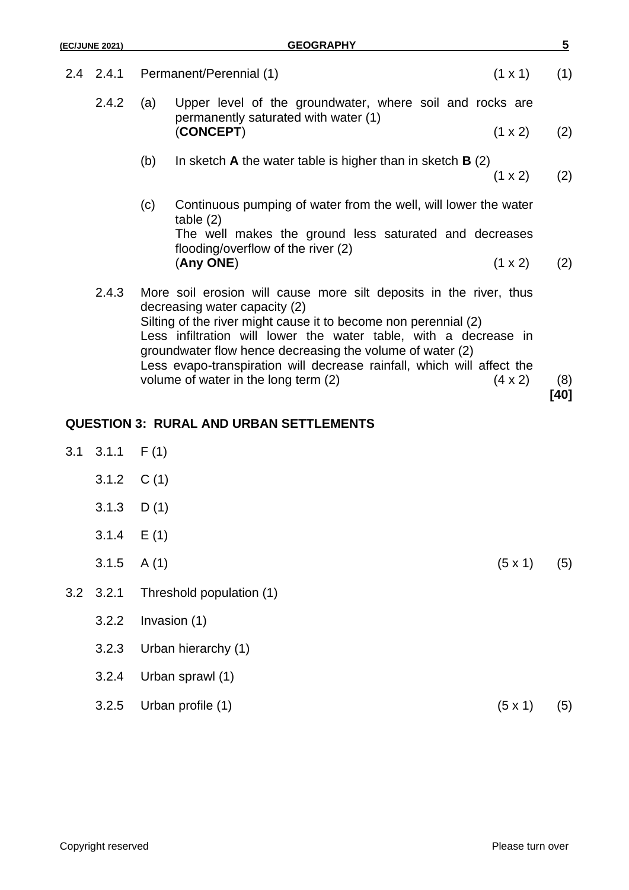| | | | | | |
|---|---|---|---|---|---|
| 2.4 | 2.4.1 | | Permanent/Perennial (1) | (1 x 1) | (1) |
| | 2.4.2 | (a) | Upper level of the groundwater, where soil and rocks are permanently saturated with water (1) (**CONCEPT**) | (1 x 2) | (2) |
| | | (b) | In sketch **A** the water table is higher than in sketch **B** (2) | (1 x 2) | (2) |
| | | (c) | Continuous pumping of water from the well, will lower the water table (2)<br>The well makes the ground less saturated and decreases flooding/overflow of the river (2)<br>(**Any ONE**) | (1 x 2) | (2) |
| | 2.4.3 | | More soil erosion will cause more silt deposits in the river, thus decreasing water capacity (2)<br>Silting of the river might cause it to become non perennial (2)<br>Less infiltration will lower the water table, with a decrease in groundwater flow hence decreasing the volume of water (2)<br>Less evapo-transpiration will decrease rainfall, which will affect the volume of water in the long term (2) | (4 x 2) | (8)<br>**[40]** |

## QUESTION 3: RURAL AND URBAN SETTLEMENTS

| | | | | |
|---|---|---|---|---|
| 3.1 | 3.1.1 | F (1) | | |
| | 3.1.2 | C (1) | | |
| | 3.1.3 | D (1) | | |
| | 3.1.4 | E (1) | | |
| | 3.1.5 | A (1) | (5 x 1) | (5) |
| 3.2 | 3.2.1 | Threshold population (1) | | |
| | 3.2.2 | Invasion (1) | | |
| | 3.2.3 | Urban hierarchy (1) | | |
| | 3.2.4 | Urban sprawl (1) | | |
| | 3.2.5 | Urban profile (1) | (5 x 1) | (5) |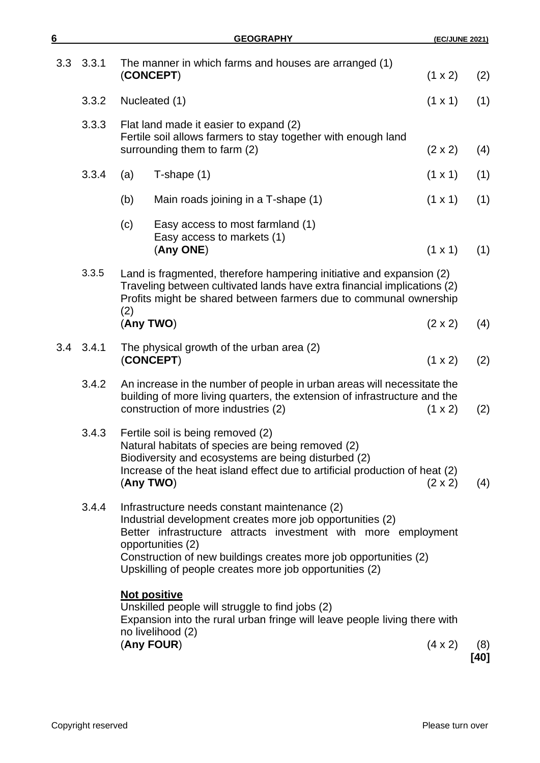| | | | | | |
|---|---|---|---|---|---|
| 3.3 | 3.3.1 | The manner in which farms and houses are arranged (1)<br>(**CONCEPT**) | | (1 x 2) | (2) |
| | 3.3.2 | Nucleated (1) | | (1 x 1) | (1) |
| | 3.3.3 | Flat land made it easier to expand (2)<br>Fertile soil allows farmers to stay together with enough land surrounding them to farm (2) | | (2 x 2) | (4) |
| | 3.3.4 | (a) | T-shape (1) | (1 x 1) | (1) |
| | | (b) | Main roads joining in a T-shape (1) | (1 x 1) | (1) |
| | | (c) | Easy access to most farmland (1)<br>Easy access to markets (1)<br>(**Any ONE**) | (1 x 1) | (1) |
| | 3.3.5 | Land is fragmented, therefore hampering initiative and expansion (2)<br>Traveling between cultivated lands have extra financial implications (2)<br>Profits might be shared between farmers due to communal ownership (2)<br>(**Any TWO**) | | (2 x 2) | (4) |
| 3.4 | 3.4.1 | The physical growth of the urban area (2)<br>(**CONCEPT**) | | (1 x 2) | (2) |
| | 3.4.2 | An increase in the number of people in urban areas will necessitate the building of more living quarters, the extension of infrastructure and the construction of more industries (2) | | (1 x 2) | (2) |
| | 3.4.3 | Fertile soil is being removed (2)<br>Natural habitats of species are being removed (2)<br>Biodiversity and ecosystems are being disturbed (2)<br>Increase of the heat island effect due to artificial production of heat (2)<br>(**Any TWO**) | | (2 x 2) | (4) |
| | 3.4.4 | Infrastructure needs constant maintenance (2)<br>Industrial development creates more job opportunities (2)<br>Better infrastructure attracts investment with more employment opportunities (2)<br>Construction of new buildings creates more job opportunities (2)<br>Upskilling of people creates more job opportunities (2)<br><br>**Not positive**<br>Unskilled people will struggle to find jobs (2)<br>Expansion into the rural urban fringe will leave people living there with no livelihood (2)<br>(**Any FOUR**) | | (4 x 2) | (8)<br>**[40]** |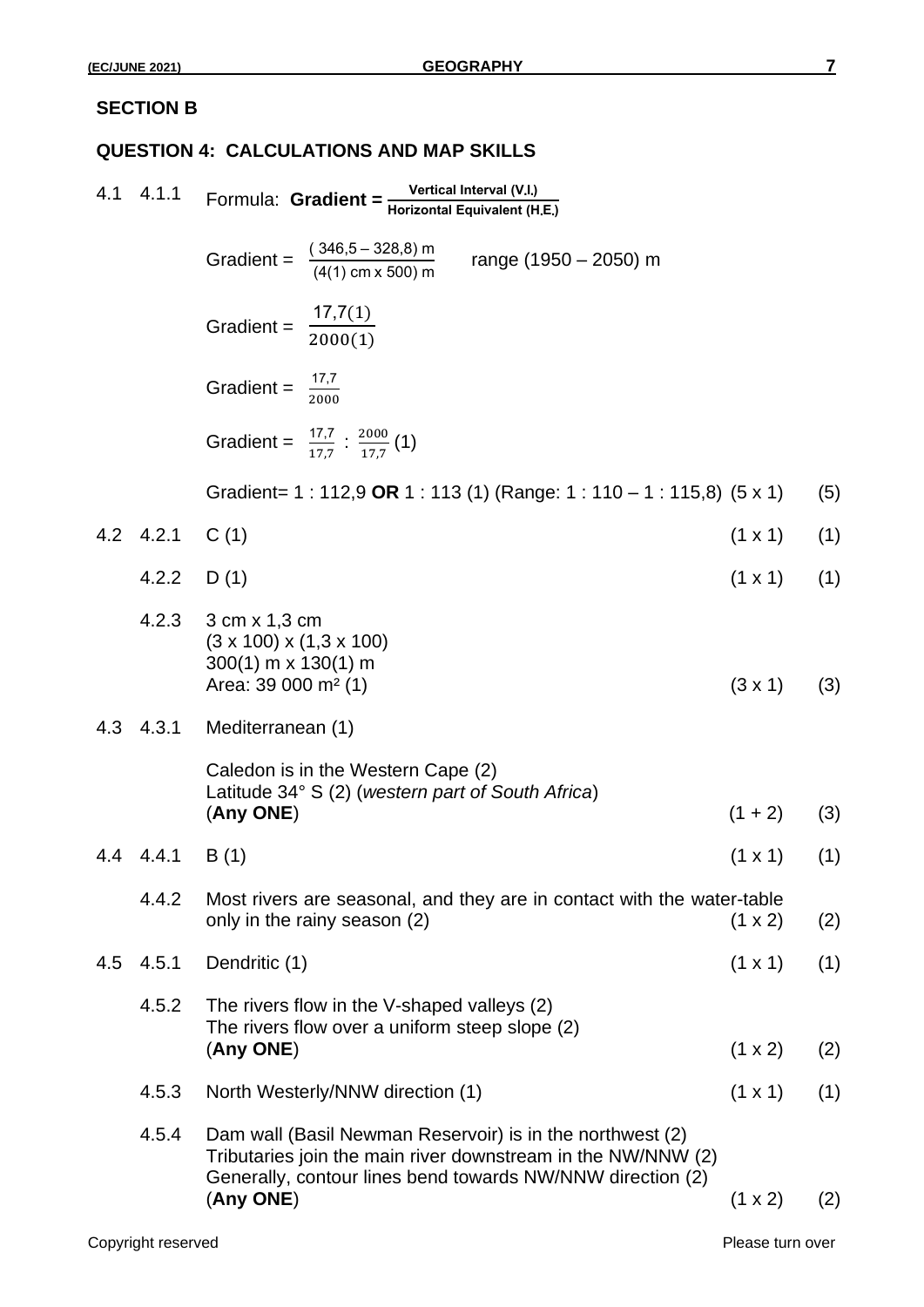## SECTION B

### QUESTION 4: CALCULATIONS AND MAP SKILLS

4.1 4.1.1 Formula: **Gradient =** $\frac{\textbf{Vertical Interval (V.I.)}}{\textbf{Horizontal Equivalent (H.E.)}}$

Gradient = $\frac{(346,5 - 328,8)\text{ m}}{(4(1)\text{ cm} \times 500)\text{ m}}$ range (1950 – 2050) m

Gradient = $\frac{17,7(1)}{2000(1)}$

Gradient = $\frac{17,7}{2000}$

Gradient = $\frac{17,7}{17,7} : \frac{2000}{17,7}$ (1)

Gradient= 1 : 112,9 **OR** 1 : 113 (1) (Range: 1 : 110 – 1 : 115,8) (5 x 1) (5)

4.2 4.2.1 C (1) (1 x 1) (1)

4.2.2 D (1) (1 x 1) (1)

4.2.3 3 cm x 1,3 cm
(3 x 100) x (1,3 x 100)
300(1) m x 130(1) m
Area: 39 000 m² (1) (3 x 1) (3)

4.3 4.3.1 Mediterranean (1)

Caledon is in the Western Cape (2)
Latitude 34° S (2) (*western part of South Africa*)
(**Any ONE**) (1 + 2) (3)

4.4 4.4.1 B (1) (1 x 1) (1)

4.4.2 Most rivers are seasonal, and they are in contact with the water-table only in the rainy season (2) (1 x 2) (2)

4.5 4.5.1 Dendritic (1) (1 x 1) (1)

4.5.2 The rivers flow in the V-shaped valleys (2)
The rivers flow over a uniform steep slope (2)
(**Any ONE**) (1 x 2) (2)

4.5.3 North Westerly/NNW direction (1) (1 x 1) (1)

4.5.4 Dam wall (Basil Newman Reservoir) is in the northwest (2)
Tributaries join the main river downstream in the NW/NNW (2)
Generally, contour lines bend towards NW/NNW direction (2)
(**Any ONE**) (1 x 2) (2)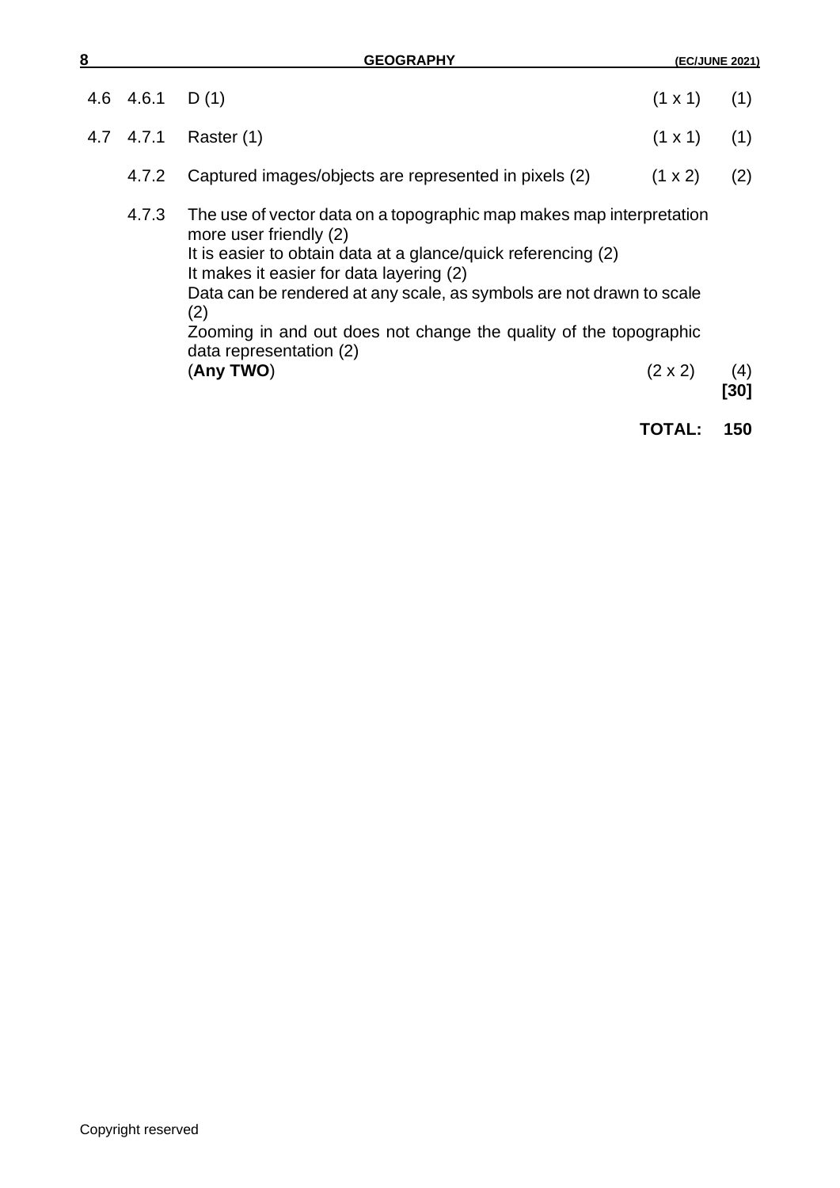| | | | | |
|---|---|---|---|---|
| 4.6 | 4.6.1 | D (1) | (1 x 1) | (1) |
| 4.7 | 4.7.1 | Raster (1) | (1 x 1) | (1) |
| | 4.7.2 | Captured images/objects are represented in pixels (2) | (1 x 2) | (2) |
| | 4.7.3 | The use of vector data on a topographic map makes map interpretation more user friendly (2)<br>It is easier to obtain data at a glance/quick referencing (2)<br>It makes it easier for data layering (2)<br>Data can be rendered at any scale, as symbols are not drawn to scale (2)<br>Zooming in and out does not change the quality of the topographic data representation (2)<br>(**Any TWO**) | (2 x 2) | (4)<br>**[30]** |

**TOTAL: 150**